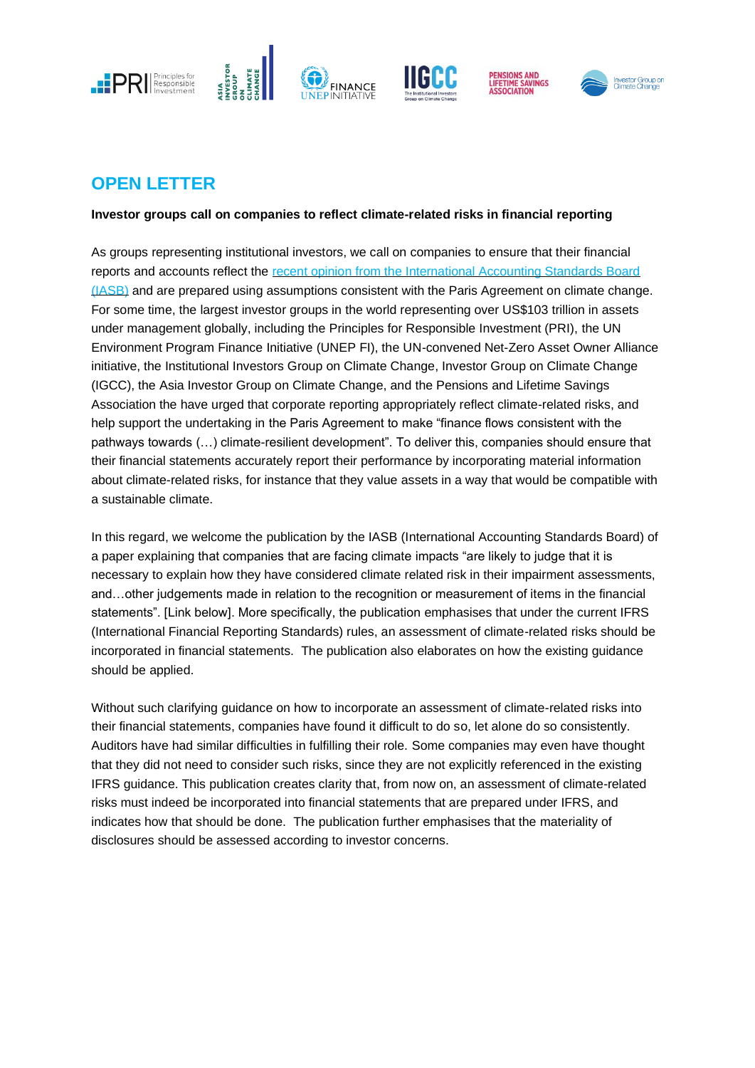# OPEN LETTER

**Investor groups call on companies to reflect climate-related risks in financial reporting**

As groups representing institutional investors, we call on companies to ensure that their financial reports and accounts reflect the [recent opinion from the International Accounting Standards Board (IASB)] and are prepared using assumptions consistent with the Paris Agreement on climate change. For some time, the largest investor groups in the world representing over US$103 trillion in assets under management globally, including the Principles for Responsible Investment (PRI), the UN Environment Program Finance Initiative (UNEP FI), the UN-convened Net-Zero Asset Owner Alliance initiative, the Institutional Investors Group on Climate Change, Investor Group on Climate Change (IGCC), the Asia Investor Group on Climate Change, and the Pensions and Lifetime Savings Association the have urged that corporate reporting appropriately reflect climate-related risks, and help support the undertaking in the Paris Agreement to make "finance flows consistent with the pathways towards (…) climate-resilient development". To deliver this, companies should ensure that their financial statements accurately report their performance by incorporating material information about climate-related risks, for instance that they value assets in a way that would be compatible with a sustainable climate.

In this regard, we welcome the publication by the IASB (International Accounting Standards Board) of a paper explaining that companies that are facing climate impacts "are likely to judge that it is necessary to explain how they have considered climate related risk in their impairment assessments, and…other judgements made in relation to the recognition or measurement of items in the financial statements". [Link below]. More specifically, the publication emphasises that under the current IFRS (International Financial Reporting Standards) rules, an assessment of climate-related risks should be incorporated in financial statements. The publication also elaborates on how the existing guidance should be applied.

Without such clarifying guidance on how to incorporate an assessment of climate-related risks into their financial statements, companies have found it difficult to do so, let alone do so consistently. Auditors have had similar difficulties in fulfilling their role. Some companies may even have thought that they did not need to consider such risks, since they are not explicitly referenced in the existing IFRS guidance. This publication creates clarity that, from now on, an assessment of climate-related risks must indeed be incorporated into financial statements that are prepared under IFRS, and indicates how that should be done. The publication further emphasises that the materiality of disclosures should be assessed according to investor concerns.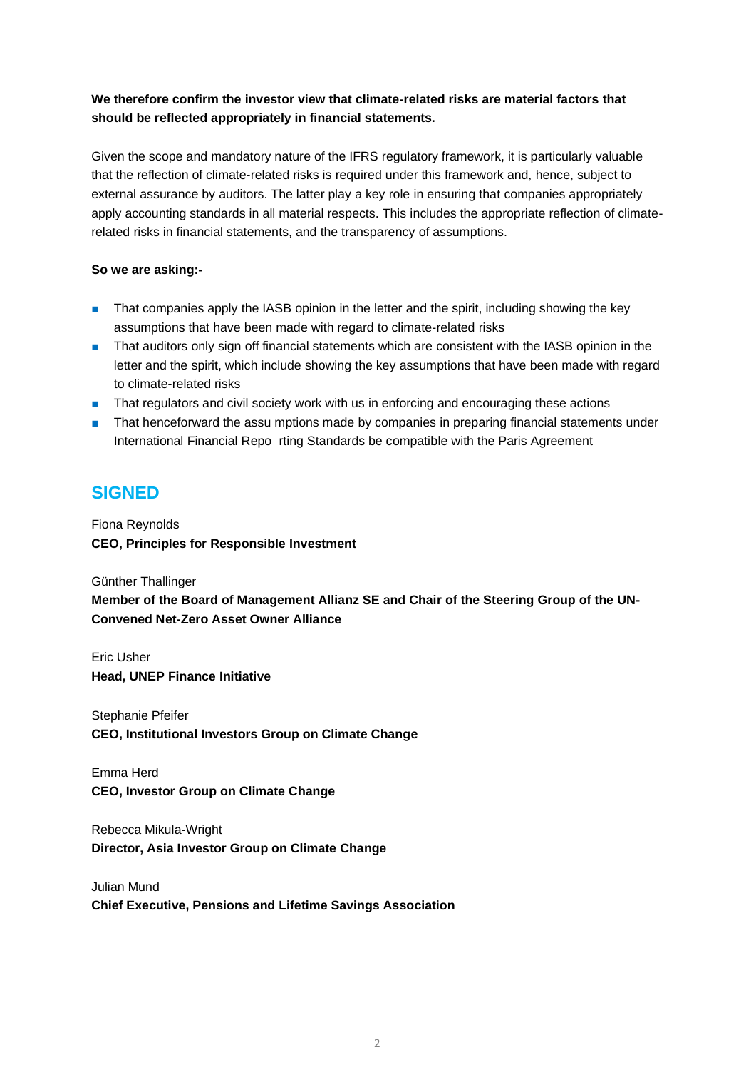**We therefore confirm the investor view that climate-related risks are material factors that should be reflected appropriately in financial statements.**

Given the scope and mandatory nature of the IFRS regulatory framework, it is particularly valuable that the reflection of climate-related risks is required under this framework and, hence, subject to external assurance by auditors. The latter play a key role in ensuring that companies appropriately apply accounting standards in all material respects. This includes the appropriate reflection of climate-related risks in financial statements, and the transparency of assumptions.

**So we are asking:-**

- That companies apply the IASB opinion in the letter and the spirit, including showing the key assumptions that have been made with regard to climate-related risks
- That auditors only sign off financial statements which are consistent with the IASB opinion in the letter and the spirit, which include showing the key assumptions that have been made with regard to climate-related risks
- That regulators and civil society work with us in enforcing and encouraging these actions
- That henceforward the assu mptions made by companies in preparing financial statements under International Financial Repo rting Standards be compatible with the Paris Agreement

## SIGNED

Fiona Reynolds
**CEO, Principles for Responsible Investment**

Günther Thallinger
**Member of the Board of Management Allianz SE and Chair of the Steering Group of the UN-Convened Net-Zero Asset Owner Alliance**

Eric Usher
**Head, UNEP Finance Initiative**

Stephanie Pfeifer
**CEO, Institutional Investors Group on Climate Change**

Emma Herd
**CEO, Investor Group on Climate Change**

Rebecca Mikula-Wright
**Director, Asia Investor Group on Climate Change**

Julian Mund
**Chief Executive, Pensions and Lifetime Savings Association**